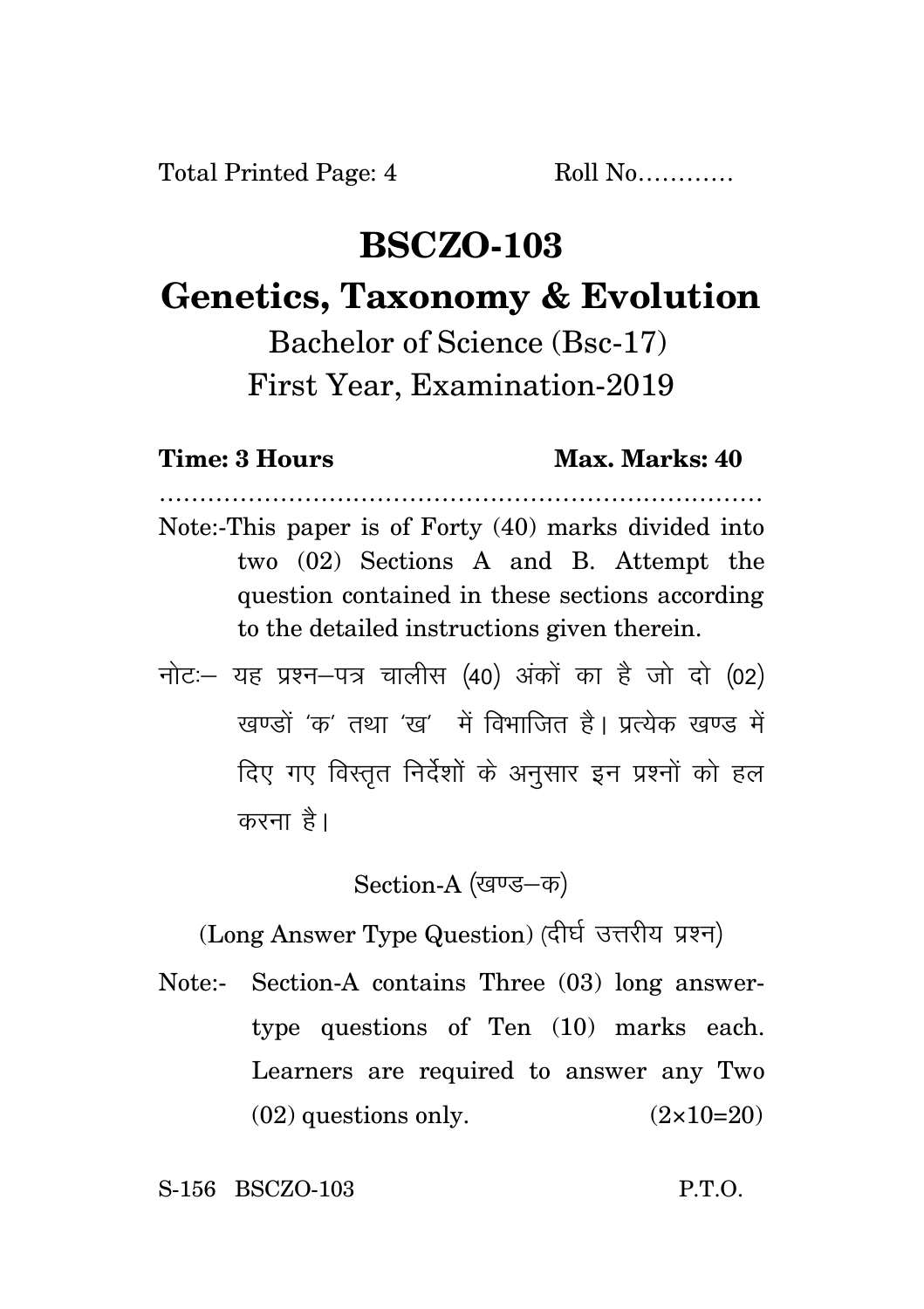Total Printed Page: 4 Roll No…………

# BSCZO-103

## Genetics, Taxonomy & Evolution

Bachelor of Science (Bsc-17)

First Year, Examination-2019

**Time: 3 Hours** **Max. Marks: 40**

…………………………………………………………………

Note:-This paper is of Forty (40) marks divided into two (02) Sections A and B. Attempt the question contained in these sections according to the detailed instructions given therein.

नोटः– यह प्रश्न–पत्र चालीस (40) अंकों का है जो दो (02) खण्डों 'क' तथा 'ख' में विभाजित है। प्रत्येक खण्ड में दिए गए विस्तृत निर्देशों के अनुसार इन प्रश्नों को हल करना है।

### Section-A (खण्ड–क)

(Long Answer Type Question) (दीर्घ उत्तरीय प्रश्न)

Note:- Section-A contains Three (03) long answer-type questions of Ten (10) marks each. Learners are required to answer any Two (02) questions only. (2×10=20)

S-156 BSCZO-103 P.T.O.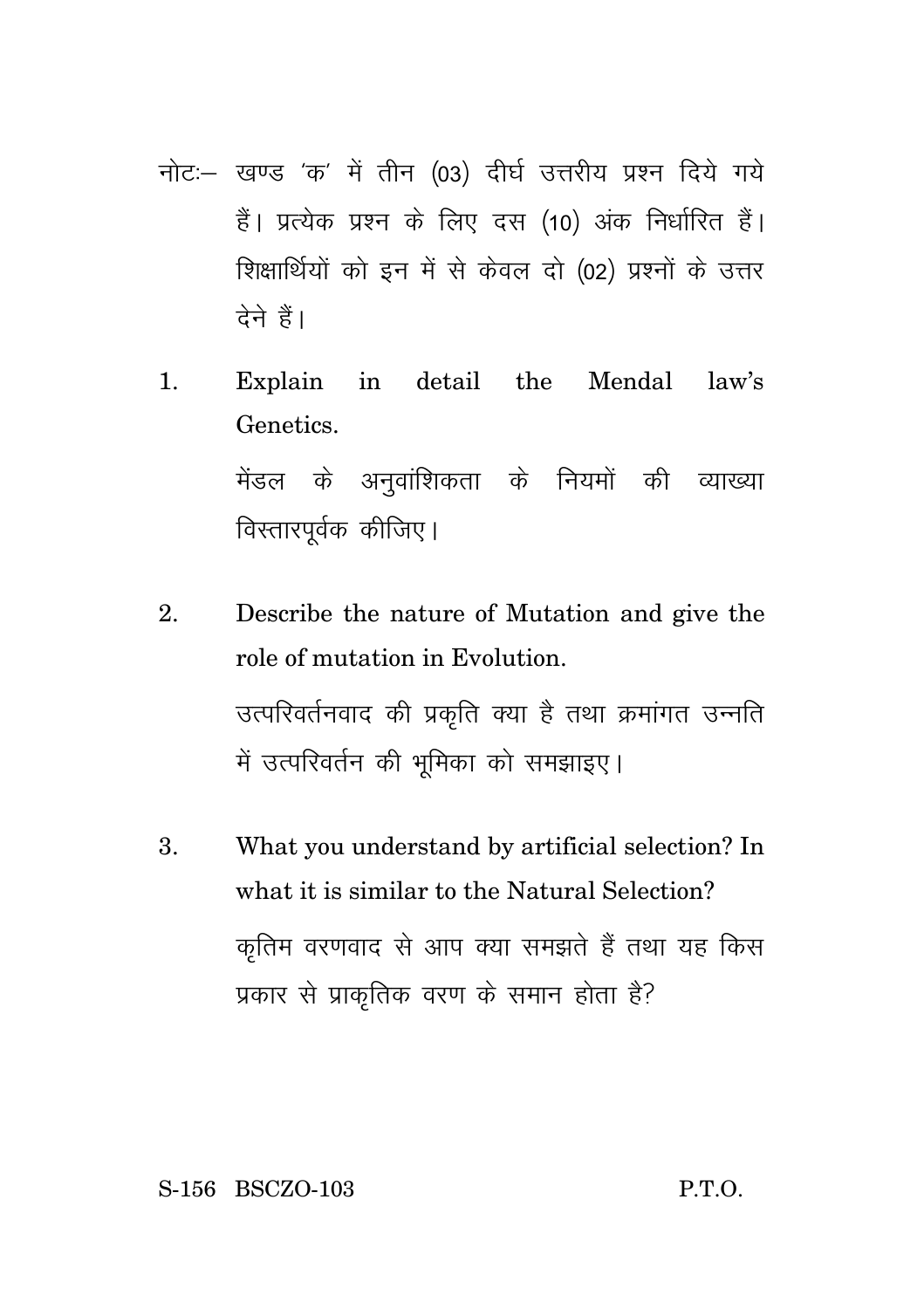नोटः– खण्ड 'क' में तीन (03) दीर्घ उत्तरीय प्रश्न दिये गये हैं। प्रत्येक प्रश्न के लिए दस (10) अंक निर्धारित हैं। शिक्षार्थियों को इन में से केवल दो (02) प्रश्नों के उत्तर देने हैं।

1. Explain in detail the Mendal law's Genetics.

   मेंडल के अनुवांशिकता के नियमों की व्याख्या विस्तारपूर्वक कीजिए।

2. Describe the nature of Mutation and give the role of mutation in Evolution.

   उत्परिवर्तनवाद की प्रकृति क्या है तथा क्रमांगत उन्नति में उत्परिवर्तन की भूमिका को समझाइए।

3. What you understand by artificial selection? In what it is similar to the Natural Selection?

   कृतिम वरणवाद से आप क्या समझते हैं तथा यह किस प्रकार से प्राकृतिक वरण के समान होता है?

S-156 BSCZO-103 P.T.O.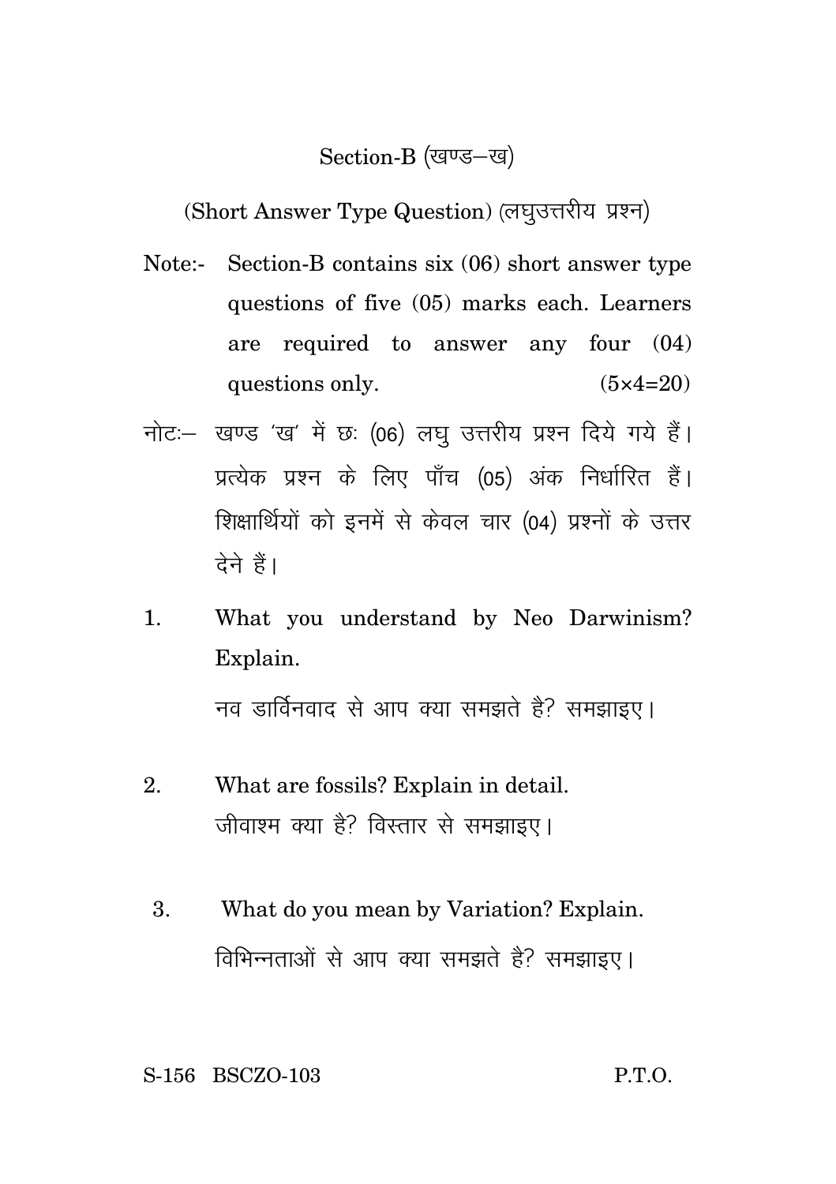## Section-B (खण्ड–ख)

(Short Answer Type Question) (लघुउत्तरीय प्रश्न)

Note:- Section-B contains six (06) short answer type questions of five (05) marks each. Learners are required to answer any four (04) questions only. (5×4=20)

नोटः– खण्ड 'ख' में छः (06) लघु उत्तरीय प्रश्न दिये गये हैं। प्रत्येक प्रश्न के लिए पाँच (05) अंक निर्धारित हैं। शिक्षार्थियों को इनमें से केवल चार (04) प्रश्नों के उत्तर देने हैं।

1. What you understand by Neo Darwinism? Explain.

   नव डार्विनवाद से आप क्या समझते है? समझाइए।

2. What are fossils? Explain in detail.

   जीवाश्म क्या है? विस्तार से समझाइए।

3. What do you mean by Variation? Explain.

   विभिन्नताओं से आप क्या समझते है? समझाइए।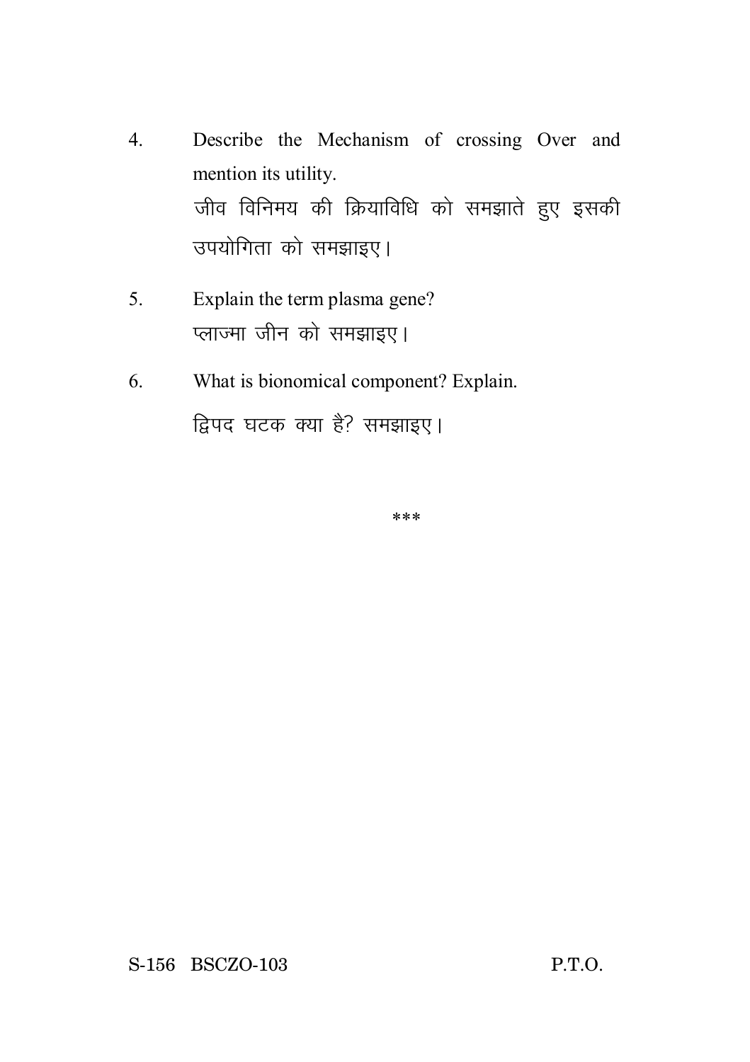4. Describe the Mechanism of crossing Over and mention its utility.

   जीव विनिमय की क्रियाविधि को समझाते हुए इसकी उपयोगिता को समझाइए।

5. Explain the term plasma gene?

   प्लाज्मा जीन को समझाइए।

6. What is bionomical component? Explain.

   द्विपद घटक क्या है? समझाइए।

***

S-156 BSCZO-103 P.T.O.